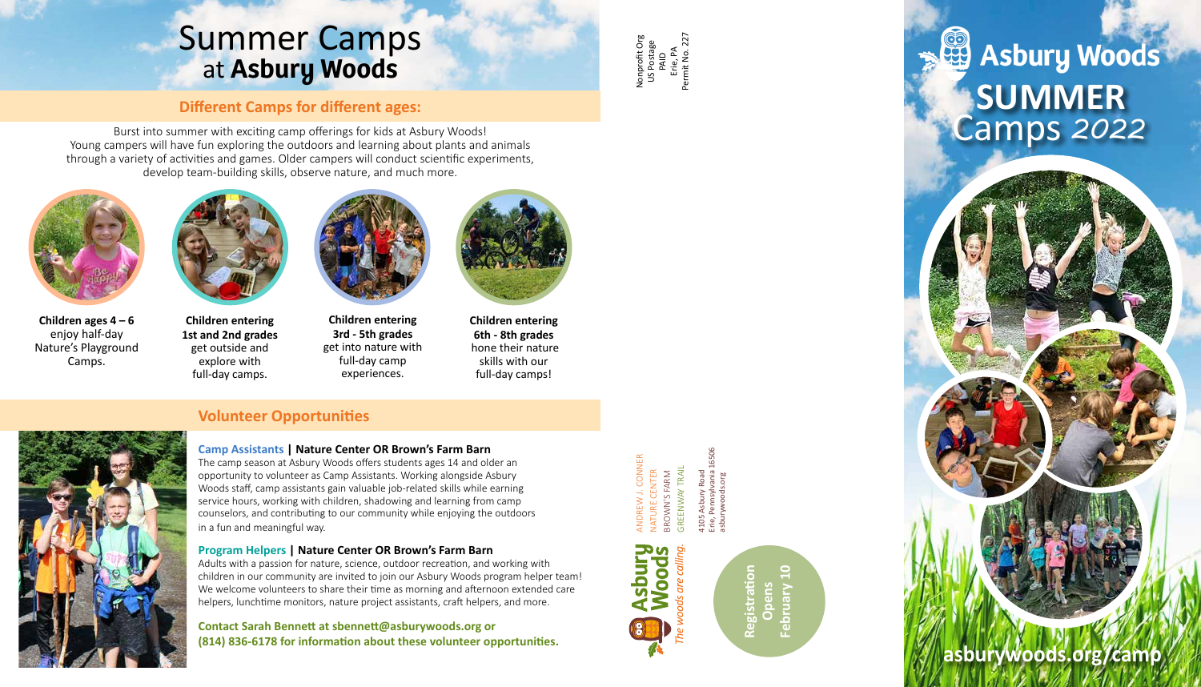# Summer Camps at Asbury Woods

## Different Camps for different ages:

Burst into summer with exciting camp offerings for kids at Asbury Woods! Young campers will have fun exploring the outdoors and learning about plants and animals through a variety of activities and games. Older campers will conduct scientific experiments, develop team-building skills, observe nature, and much more.

**Children ages 4 – 6** enjoy half-day Nature's Playground Camps.

**Children entering 1st and 2nd grades** get outside and explore with full-day camps.

**Children entering 3rd - 5th grades** get into nature with full-day camp experiences.

**Children entering 6th - 8th grades** hone their nature skills with our full-day camps!

## Volunteer Opportunities

### Camp Assistants | Nature Center OR Brown's Farm Barn

The camp season at Asbury Woods offers students ages 14 and older an opportunity to volunteer as Camp Assistants. Working alongside Asbury Woods staff, camp assistants gain valuable job-related skills while earning service hours, working with children, shadowing and learning from camp counselors, and contributing to our community while enjoying the outdoors in a fun and meaningful way.

### Program Helpers | Nature Center OR Brown's Farm Barn

Adults with a passion for nature, science, outdoor recreation, and working with children in our community are invited to join our Asbury Woods program helper team! We welcome volunteers to share their time as morning and afternoon extended care helpers, lunchtime monitors, nature project assistants, craft helpers, and more.

**Contact Sarah Bennett at sbennett@asburywoods.org or (814) 836-6178 for information about these volunteer opportunities.**

Nonprofit Org
US Postage
PAID
Erie, PA
Permit No. 227

Asbury Woods
ANDREW J. CONNER NATURE CENTER
BROWN'S FARM
GREENWAY TRAIL
*The woods are calling.*

4105 Asbury Road
Erie, Pennsylvania 16506
asburywoods.org

**Registration Opens February 10**

# Asbury Woods SUMMER Camps 2022

**asburywoods.org/camp**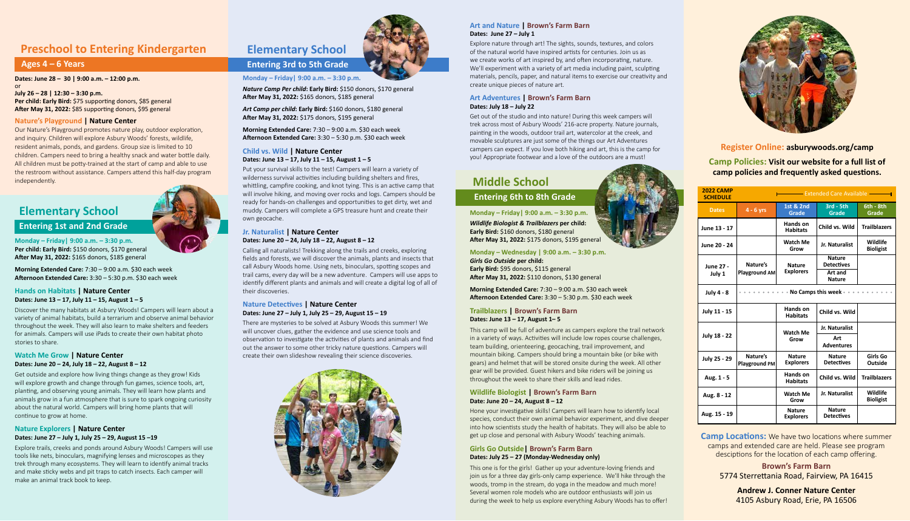# Preschool to Entering Kindergarten

## Ages 4 – 6 Years

**Dates: June 28 – 30 | 9:00 a.m. – 12:00 p.m.**
or
**July 26 – 28 | 12:30 – 3:30 p.m.**
**Per child: Early Bird:** $75 supporting donors, $85 general
**After May 31, 2022:** $85 supporting donors, $95 general

### Nature's Playground | Nature Center

Our Nature's Playground promotes nature play, outdoor exploration, and inquiry. Children will explore Asbury Woods' forests, wildlife, resident animals, ponds, and gardens. Group size is limited to 10 children. Campers need to bring a healthy snack and water bottle daily. All children must be potty-trained at the start of camp and able to use the restroom without assistance. Campers attend this half-day program independently.

# Elementary School

## Entering 1st and 2nd Grade

**Monday – Friday | 9:00 a.m. – 3:30 p.m.**
**Per child: Early Bird:** $150 donors, $170 general
**After May 31, 2022:** $165 donors, $185 general

**Morning Extended Care:** 7:30 – 9:00 a.m. $30 each week
**Afternoon Extended Care:** 3:30 – 5:30 p.m. $30 each week

### Hands on Habitats | Nature Center
**Dates: June 13 – 17, July 11 – 15, August 1 – 5**

Discover the many habitats at Asbury Woods! Campers will learn about a variety of animal habitats, build a terrarium and observe animal behavior throughout the week. They will also learn to make shelters and feeders for animals. Campers will use iPads to create their own habitat photo stories to share.

### Watch Me Grow | Nature Center
**Dates: June 20 – 24, July 18 – 22, August 8 – 12**

Get outside and explore how living things change as they grow! Kids will explore growth and change through fun games, science tools, art, planting, and observing young animals. They will learn how plants and animals grow in a fun atmosphere that is sure to spark ongoing curiosity about the natural world. Campers will bring home plants that will continue to grow at home.

### Nature Explorers | Nature Center
**Dates: June 27 – July 1, July 25 – 29, August 15 –19**

Explore trails, creeks and ponds around Asbury Woods! Campers will use tools like nets, binoculars, magnifying lenses and microscopes as they trek through many ecosystems. They will learn to identify animal tracks and make sticky webs and pit traps to catch insects. Each camper will make an animal track book to keep.

# Elementary School

## Entering 3rd to 5th Grade

**Monday – Friday | 9:00 a.m. – 3:30 p.m.**

***Nature Camp Per child:* Early Bird:** $150 donors, $170 general
**After May 31, 2022:** $165 donors, $185 general

***Art Camp per child:* Early Bird:** $160 donors, $180 general
**After May 31, 2022:** $175 donors, $195 general

**Morning Extended Care:** 7:30 – 9:00 a.m. $30 each week
**Afternoon Extended Care:** 3:30 – 5:30 p.m. $30 each week

### Child vs. Wild | Nature Center
**Dates: June 13 – 17, July 11 – 15, August 1 – 5**

Put your survival skills to the test! Campers will learn a variety of wilderness survival activities including building shelters and fires, whittling, campfire cooking, and knot tying. This is an active camp that will involve hiking, and moving over rocks and logs. Campers should be ready for hands-on challenges and opportunities to get dirty, wet and muddy. Campers will complete a GPS treasure hunt and create their own geocache.

### Jr. Naturalist | Nature Center
**Dates: June 20 – 24, July 18 – 22, August 8 – 12**

Calling all naturalists! Trekking along the trails and creeks, exploring fields and forests, we will discover the animals, plants and insects that call Asbury Woods home. Using nets, binoculars, spotting scopes and trail cams, every day will be a new adventure. Campers will use apps to identify different plants and animals and will create a digital log of all of their discoveries.

### Nature Detectives | Nature Center
**Dates: June 27 – July 1, July 25 – 29, August 15 – 19**

There are mysteries to be solved at Asbury Woods this summer! We will uncover clues, gather the evidence and use science tools and observation to investigate the activities of plants and animals and find out the answer to some other tricky nature questions. Campers will create their own slideshow revealing their science discoveries.

### Art and Nature | Brown's Farm Barn
**Dates: June 27 – July 1**

Explore nature through art! The sights, sounds, textures, and colors of the natural world have inspired artists for centuries. Join us as we create works of art inspired by, and often incorporating, nature. We'll experiment with a variety of art media including paint, sculpting materials, pencils, paper, and natural items to exercise our creativity and create unique pieces of nature art.

### Art Adventures | Brown's Farm Barn
**Dates: July 18 – July 22**

Get out of the studio and into nature! During this week campers will trek across most of Asbury Woods' 216-acre property. Nature journals, painting in the woods, outdoor trail art, watercolor at the creek, and movable sculptures are just some of the things our Art Adventures campers can expect. If you love both hiking and art, this is the camp for you! Appropriate footwear and a love of the outdoors are a must!

# Middle School

## Entering 6th to 8th Grade

**Monday – Friday | 9:00 a.m. – 3:30 p.m.**
***Wildlife Biologist & Trailblazers* per child:**
**Early Bird:** $160 donors, $180 general
**After May 31, 2022:** $175 donors, $195 general

**Monday – Wednesday | 9:00 a.m. – 3:30 p.m.**
***Girls Go Outside* per child:**
**Early Bird:** $95 donors, $115 general
**After May 31, 2022:** $110 donors, $130 general

**Morning Extended Care:** 7:30 – 9:00 a.m. $30 each week
**Afternoon Extended Care:** 3:30 – 5:30 p.m. $30 each week

### Trailblazers | Brown's Farm Barn
**Dates: June 13 – 17, August 1– 5**

This camp will be full of adventure as campers explore the trail network in a variety of ways. Activities will include low ropes course challenges, team building, orienteering, geocaching, trail improvement, and mountain biking. Campers should bring a mountain bike (or bike with gears) and helmet that will be stored onsite during the week. All other gear will be provided. Guest hikers and bike riders will be joining us throughout the week to share their skills and lead rides.

### Wildlife Biologist | Brown's Farm Barn
**Date: June 20 – 24, August 8 – 12**

Hone your investigative skills! Campers will learn how to identify local species, conduct their own animal behavior experiment, and dive deeper into how scientists study the health of habitats. They will also be able to get up close and personal with Asbury Woods' teaching animals.

### Girls Go Outside | Brown's Farm Barn
**Dates: July 25 – 27 (Monday-Wednesday only)**

This one is for the girls! Gather up your adventure-loving friends and join us for a three day girls-only camp experience. We'll hike through the woods, tromp in the stream, do yoga in the meadow and much more! Several women role models who are outdoor enthusiasts will join us during the week to help us explore everything Asbury Woods has to offer!

**Register Online: asburywoods.org/camp**

**Camp Policies: Visit our website for a full list of camp policies and frequently asked questions.**

| 2022 CAMP SCHEDULE | | Extended Care Available | | |
|---|---|---|---|---|
| **Dates** | **4 - 6 yrs** | **1st & 2nd Grade** | **3rd - 5th Grade** | **6th - 8th Grade** |
| June 13 - 17 | | Hands on Habitats | Child vs. Wild | Trailblazers |
| June 20 - 24 | | Watch Me Grow | Jr. Naturalist | Wildlife Biologist |
| June 27 - July 1 | Nature's Playground AM | Nature Explorers | Nature Detectives / Art and Nature | |
| July 4 - 8 | No Camps this week | | | |
| July 11 - 15 | | Hands on Habitats | Child vs. Wild | |
| July 18 - 22 | | Watch Me Grow | Jr. Naturalist / Art Adventures | |
| July 25 - 29 | Nature's Playground PM | Nature Explorers | Nature Detectives | Girls Go Outside |
| Aug. 1 - 5 | | Hands on Habitats | Child vs. Wild | Trailblazers |
| Aug. 8 - 12 | | Watch Me Grow | Jr. Naturalist | Wildlife Biologist |
| Aug. 15 - 19 | | Nature Explorers | Nature Detectives | |

**Camp Locations:** We have two locations where summer camps and extended care are held. Please see program descriptions for the location of each camp offering.

**Brown's Farm Barn**
5774 Sterrettania Road, Fairview, PA 16415

**Andrew J. Conner Nature Center**
4105 Asbury Road, Erie, PA 16506